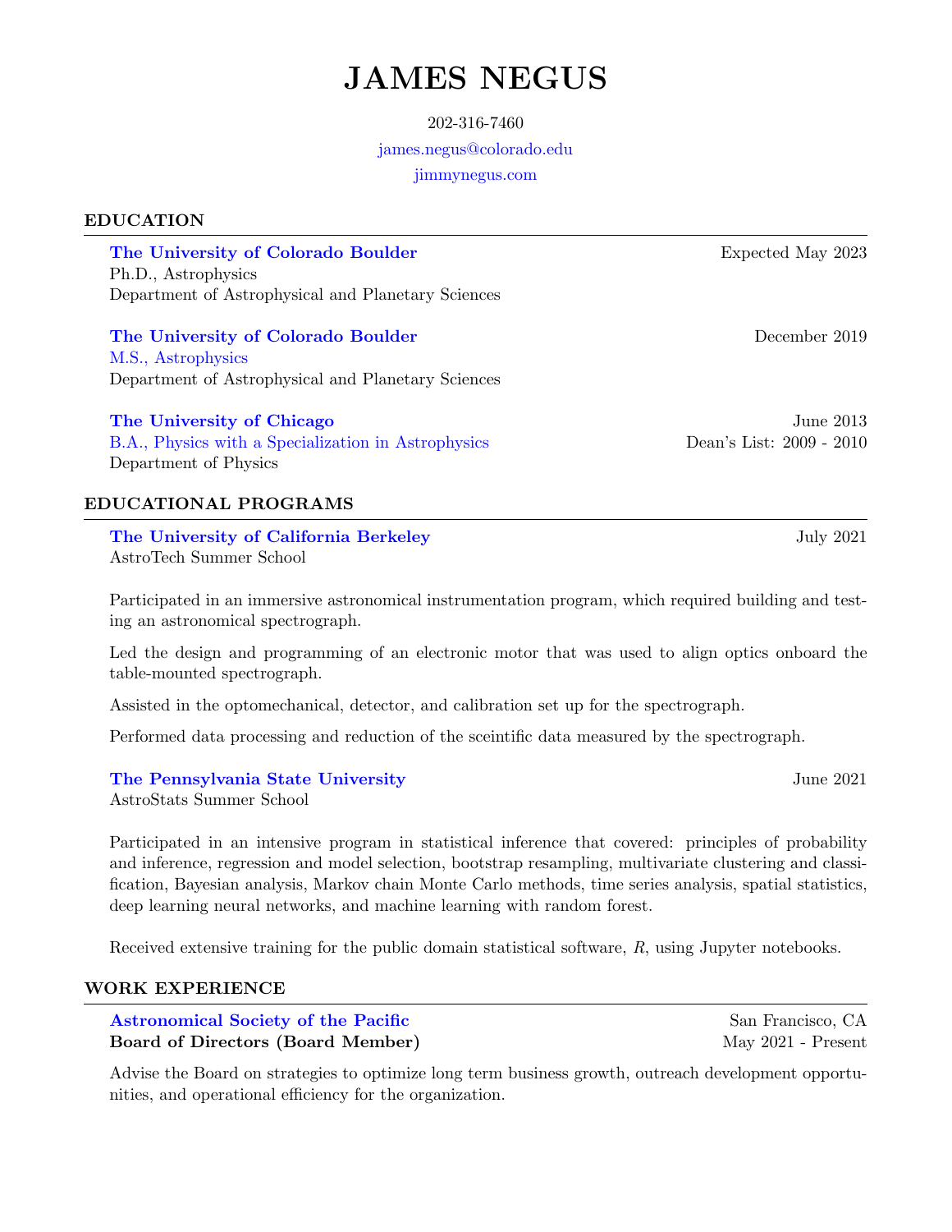# JAMES NEGUS

202-316-7460

james.negus@colorado.edu

jimmynegus.com

## EDUCATION

**The University of Colorado Boulder** — Expected May 2023
Ph.D., Astrophysics
Department of Astrophysical and Planetary Sciences

**The University of Colorado Boulder** — December 2019
M.S., Astrophysics
Department of Astrophysical and Planetary Sciences

**The University of Chicago** — June 2013
B.A., Physics with a Specialization in Astrophysics — Dean's List: 2009 - 2010
Department of Physics

## EDUCATIONAL PROGRAMS

**The University of California Berkeley** — July 2021
AstroTech Summer School

Participated in an immersive astronomical instrumentation program, which required building and testing an astronomical spectrograph.

Led the design and programming of an electronic motor that was used to align optics onboard the table-mounted spectrograph.

Assisted in the optomechanical, detector, and calibration set up for the spectrograph.

Performed data processing and reduction of the sceintific data measured by the spectrograph.

**The Pennsylvania State University** — June 2021
AstroStats Summer School

Participated in an intensive program in statistical inference that covered: principles of probability and inference, regression and model selection, bootstrap resampling, multivariate clustering and classification, Bayesian analysis, Markov chain Monte Carlo methods, time series analysis, spatial statistics, deep learning neural networks, and machine learning with random forest.

Received extensive training for the public domain statistical software, *R*, using Jupyter notebooks.

## WORK EXPERIENCE

**Astronomical Society of the Pacific** — San Francisco, CA
**Board of Directors (Board Member)** — May 2021 - Present

Advise the Board on strategies to optimize long term business growth, outreach development opportunities, and operational efficiency for the organization.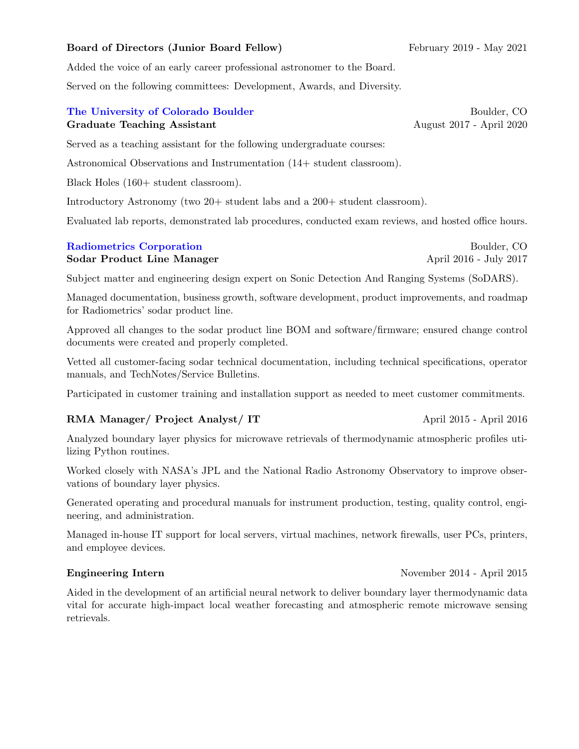**Board of Directors (Junior Board Fellow)** February 2019 - May 2021

Added the voice of an early career professional astronomer to the Board.

Served on the following committees: Development, Awards, and Diversity.

### The University of Colorado Boulder — Boulder, CO

**Graduate Teaching Assistant** August 2017 - April 2020

Served as a teaching assistant for the following undergraduate courses:

Astronomical Observations and Instrumentation (14+ student classroom).

Black Holes (160+ student classroom).

Introductory Astronomy (two 20+ student labs and a 200+ student classroom).

Evaluated lab reports, demonstrated lab procedures, conducted exam reviews, and hosted office hours.

### Radiometrics Corporation — Boulder, CO

**Sodar Product Line Manager** April 2016 - July 2017

Subject matter and engineering design expert on Sonic Detection And Ranging Systems (SoDARS).

Managed documentation, business growth, software development, product improvements, and roadmap for Radiometrics' sodar product line.

Approved all changes to the sodar product line BOM and software/firmware; ensured change control documents were created and properly completed.

Vetted all customer-facing sodar technical documentation, including technical specifications, operator manuals, and TechNotes/Service Bulletins.

Participated in customer training and installation support as needed to meet customer commitments.

**RMA Manager/ Project Analyst/ IT** April 2015 - April 2016

Analyzed boundary layer physics for microwave retrievals of thermodynamic atmospheric profiles utilizing Python routines.

Worked closely with NASA's JPL and the National Radio Astronomy Observatory to improve observations of boundary layer physics.

Generated operating and procedural manuals for instrument production, testing, quality control, engineering, and administration.

Managed in-house IT support for local servers, virtual machines, network firewalls, user PCs, printers, and employee devices.

**Engineering Intern** November 2014 - April 2015

Aided in the development of an artificial neural network to deliver boundary layer thermodynamic data vital for accurate high-impact local weather forecasting and atmospheric remote microwave sensing retrievals.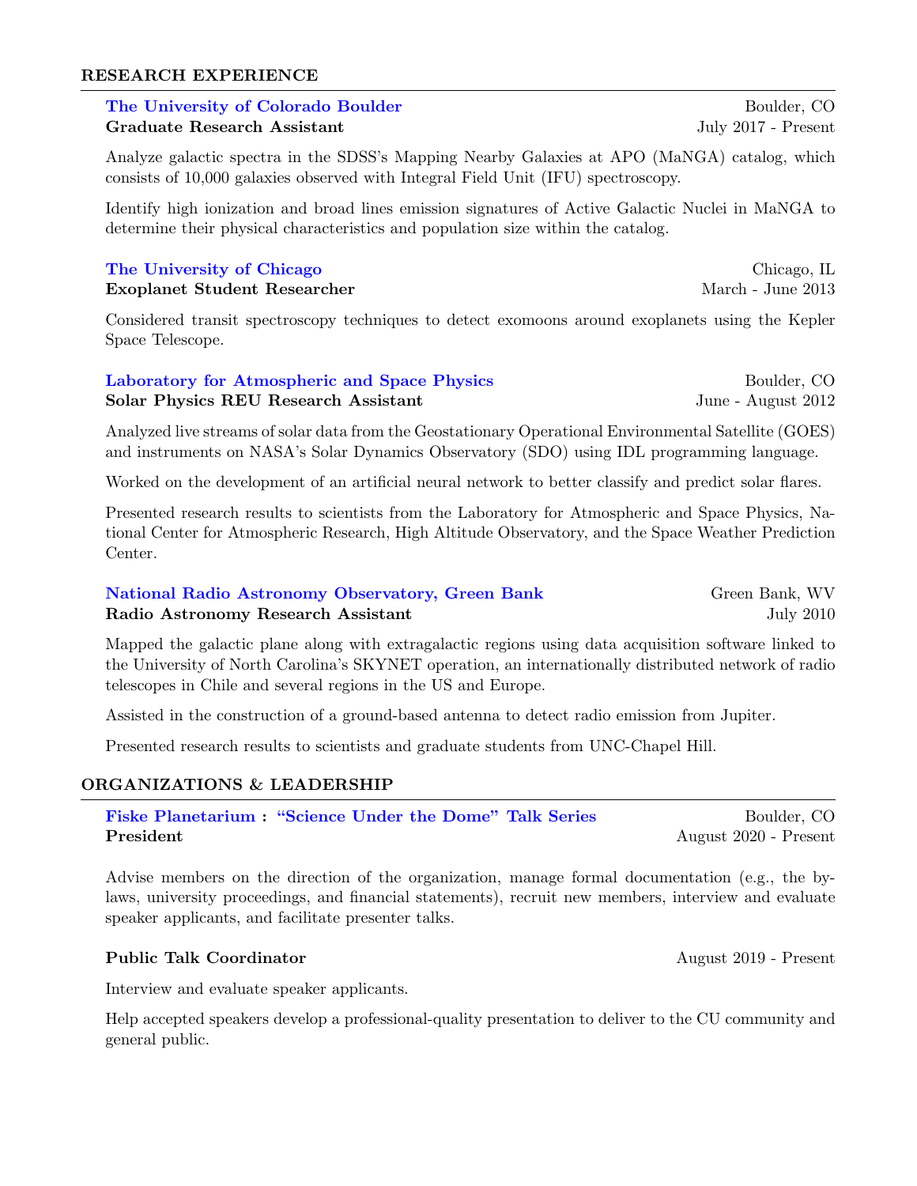## RESEARCH EXPERIENCE

**The University of Colorado Boulder** — Boulder, CO
**Graduate Research Assistant** — July 2017 - Present

Analyze galactic spectra in the SDSS's Mapping Nearby Galaxies at APO (MaNGA) catalog, which consists of 10,000 galaxies observed with Integral Field Unit (IFU) spectroscopy.

Identify high ionization and broad lines emission signatures of Active Galactic Nuclei in MaNGA to determine their physical characteristics and population size within the catalog.

**The University of Chicago** — Chicago, IL
**Exoplanet Student Researcher** — March - June 2013

Considered transit spectroscopy techniques to detect exomoons around exoplanets using the Kepler Space Telescope.

**Laboratory for Atmospheric and Space Physics** — Boulder, CO
**Solar Physics REU Research Assistant** — June - August 2012

Analyzed live streams of solar data from the Geostationary Operational Environmental Satellite (GOES) and instruments on NASA's Solar Dynamics Observatory (SDO) using IDL programming language.

Worked on the development of an artificial neural network to better classify and predict solar flares.

Presented research results to scientists from the Laboratory for Atmospheric and Space Physics, National Center for Atmospheric Research, High Altitude Observatory, and the Space Weather Prediction Center.

**National Radio Astronomy Observatory, Green Bank** — Green Bank, WV
**Radio Astronomy Research Assistant** — July 2010

Mapped the galactic plane along with extragalactic regions using data acquisition software linked to the University of North Carolina's SKYNET operation, an internationally distributed network of radio telescopes in Chile and several regions in the US and Europe.

Assisted in the construction of a ground-based antenna to detect radio emission from Jupiter.

Presented research results to scientists and graduate students from UNC-Chapel Hill.

## ORGANIZATIONS & LEADERSHIP

**Fiske Planetarium : "Science Under the Dome" Talk Series** — Boulder, CO
**President** — August 2020 - Present

Advise members on the direction of the organization, manage formal documentation (e.g., the bylaws, university proceedings, and financial statements), recruit new members, interview and evaluate speaker applicants, and facilitate presenter talks.

**Public Talk Coordinator** — August 2019 - Present

Interview and evaluate speaker applicants.

Help accepted speakers develop a professional-quality presentation to deliver to the CU community and general public.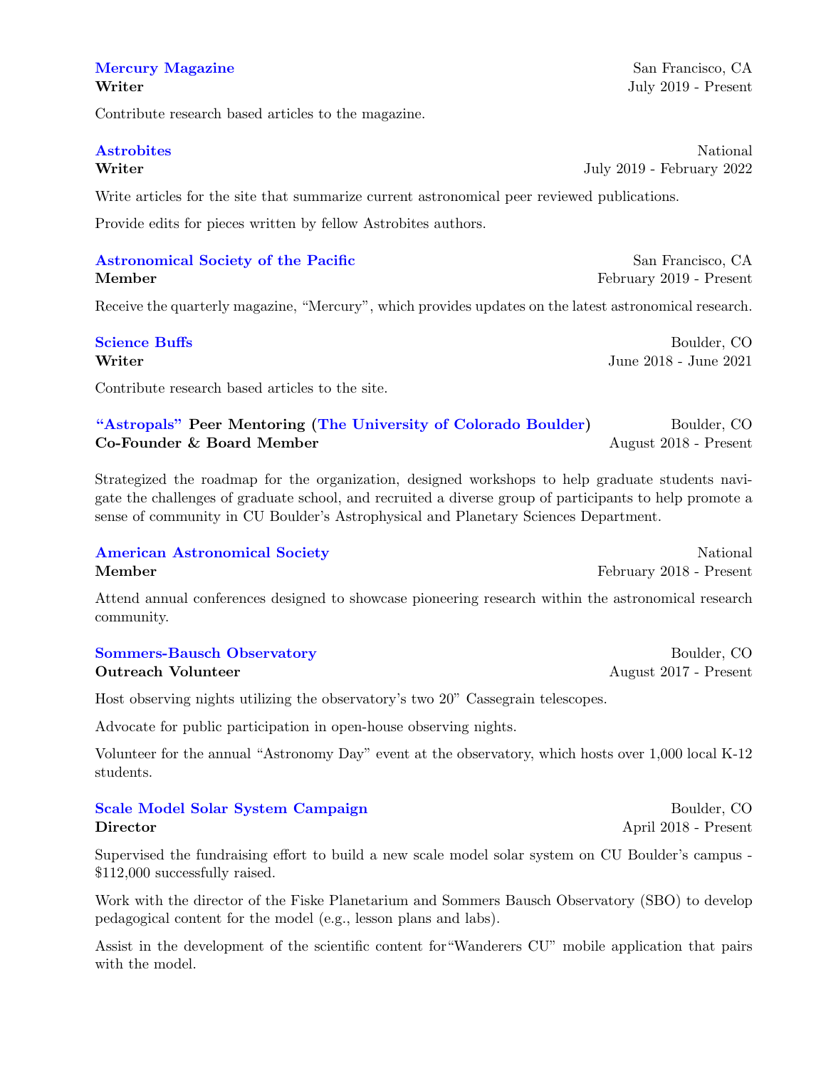**Mercury Magazine** — San Francisco, CA
**Writer** — July 2019 - Present

Contribute research based articles to the magazine.

**Astrobites** — National
**Writer** — July 2019 - February 2022

Write articles for the site that summarize current astronomical peer reviewed publications.

Provide edits for pieces written by fellow Astrobites authors.

**Astronomical Society of the Pacific** — San Francisco, CA
**Member** — February 2019 - Present

Receive the quarterly magazine, "Mercury", which provides updates on the latest astronomical research.

**Science Buffs** — Boulder, CO
**Writer** — June 2018 - June 2021

Contribute research based articles to the site.

**"Astropals" Peer Mentoring (The University of Colorado Boulder)** — Boulder, CO
**Co-Founder & Board Member** — August 2018 - Present

Strategized the roadmap for the organization, designed workshops to help graduate students navigate the challenges of graduate school, and recruited a diverse group of participants to help promote a sense of community in CU Boulder's Astrophysical and Planetary Sciences Department.

**American Astronomical Society** — National
**Member** — February 2018 - Present

Attend annual conferences designed to showcase pioneering research within the astronomical research community.

**Sommers-Bausch Observatory** — Boulder, CO
**Outreach Volunteer** — August 2017 - Present

Host observing nights utilizing the observatory's two 20" Cassegrain telescopes.

Advocate for public participation in open-house observing nights.

Volunteer for the annual "Astronomy Day" event at the observatory, which hosts over 1,000 local K-12 students.

**Scale Model Solar System Campaign** — Boulder, CO
**Director** — April 2018 - Present

Supervised the fundraising effort to build a new scale model solar system on CU Boulder's campus - $112,000 successfully raised.

Work with the director of the Fiske Planetarium and Sommers Bausch Observatory (SBO) to develop pedagogical content for the model (e.g., lesson plans and labs).

Assist in the development of the scientific content for "Wanderers CU" mobile application that pairs with the model.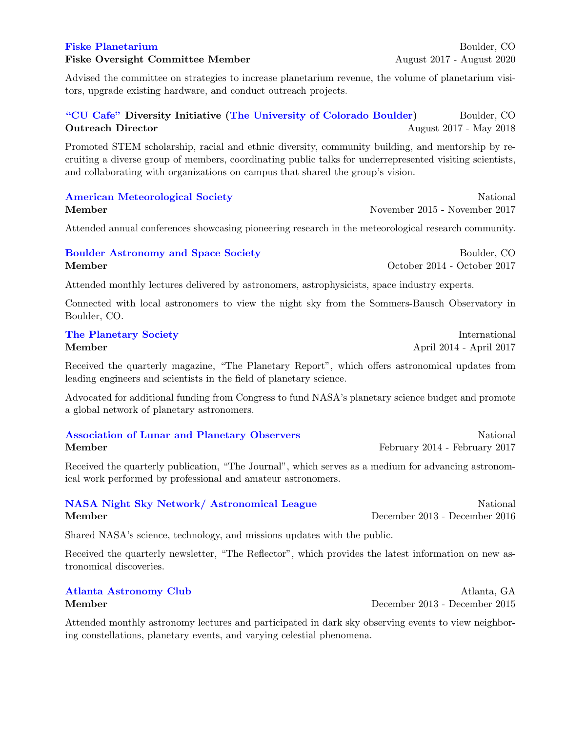**Fiske Planetarium** — Boulder, CO
**Fiske Oversight Committee Member** — August 2017 - August 2020

Advised the committee on strategies to increase planetarium revenue, the volume of planetarium visitors, upgrade existing hardware, and conduct outreach projects.

**"CU Cafe" Diversity Initiative (The University of Colorado Boulder)** — Boulder, CO
**Outreach Director** — August 2017 - May 2018

Promoted STEM scholarship, racial and ethnic diversity, community building, and mentorship by recruiting a diverse group of members, coordinating public talks for underrepresented visiting scientists, and collaborating with organizations on campus that shared the group's vision.

**American Meteorological Society** — National
**Member** — November 2015 - November 2017

Attended annual conferences showcasing pioneering research in the meteorological research community.

**Boulder Astronomy and Space Society** — Boulder, CO
**Member** — October 2014 - October 2017

Attended monthly lectures delivered by astronomers, astrophysicists, space industry experts.

Connected with local astronomers to view the night sky from the Sommers-Bausch Observatory in Boulder, CO.

**The Planetary Society** — International
**Member** — April 2014 - April 2017

Received the quarterly magazine, "The Planetary Report", which offers astronomical updates from leading engineers and scientists in the field of planetary science.

Advocated for additional funding from Congress to fund NASA's planetary science budget and promote a global network of planetary astronomers.

**Association of Lunar and Planetary Observers** — National
**Member** — February 2014 - February 2017

Received the quarterly publication, "The Journal", which serves as a medium for advancing astronomical work performed by professional and amateur astronomers.

**NASA Night Sky Network/ Astronomical League** — National
**Member** — December 2013 - December 2016

Shared NASA's science, technology, and missions updates with the public.

Received the quarterly newsletter, "The Reflector", which provides the latest information on new astronomical discoveries.

**Atlanta Astronomy Club** — Atlanta, GA
**Member** — December 2013 - December 2015

Attended monthly astronomy lectures and participated in dark sky observing events to view neighboring constellations, planetary events, and varying celestial phenomena.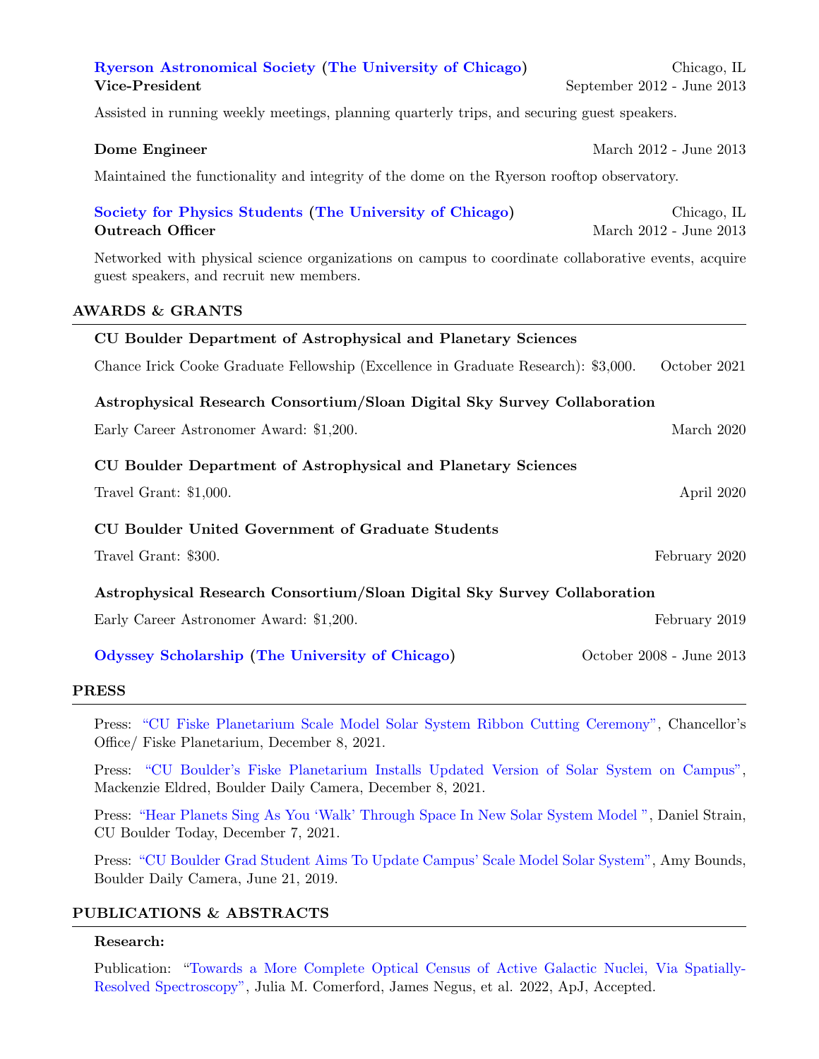**Ryerson Astronomical Society (The University of Chicago)** — Chicago, IL
**Vice-President** — September 2012 - June 2013

Assisted in running weekly meetings, planning quarterly trips, and securing guest speakers.

**Dome Engineer** — March 2012 - June 2013

Maintained the functionality and integrity of the dome on the Ryerson rooftop observatory.

**Society for Physics Students (The University of Chicago)** — Chicago, IL
**Outreach Officer** — March 2012 - June 2013

Networked with physical science organizations on campus to coordinate collaborative events, acquire guest speakers, and recruit new members.

## AWARDS & GRANTS

**CU Boulder Department of Astrophysical and Planetary Sciences**

Chance Irick Cooke Graduate Fellowship (Excellence in Graduate Research): $3,000. — October 2021

**Astrophysical Research Consortium/Sloan Digital Sky Survey Collaboration**

Early Career Astronomer Award: $1,200. — March 2020

**CU Boulder Department of Astrophysical and Planetary Sciences**

Travel Grant: $1,000. — April 2020

**CU Boulder United Government of Graduate Students**

Travel Grant: $300. — February 2020

**Astrophysical Research Consortium/Sloan Digital Sky Survey Collaboration**

Early Career Astronomer Award: $1,200. — February 2019

**Odyssey Scholarship (The University of Chicago)** — October 2008 - June 2013

## PRESS

Press: "CU Fiske Planetarium Scale Model Solar System Ribbon Cutting Ceremony", Chancellor's Office/ Fiske Planetarium, December 8, 2021.

Press: "CU Boulder's Fiske Planetarium Installs Updated Version of Solar System on Campus", Mackenzie Eldred, Boulder Daily Camera, December 8, 2021.

Press: "Hear Planets Sing As You 'Walk' Through Space In New Solar System Model ", Daniel Strain, CU Boulder Today, December 7, 2021.

Press: "CU Boulder Grad Student Aims To Update Campus' Scale Model Solar System", Amy Bounds, Boulder Daily Camera, June 21, 2019.

## PUBLICATIONS & ABSTRACTS

**Research:**

Publication: "Towards a More Complete Optical Census of Active Galactic Nuclei, Via Spatially-Resolved Spectroscopy", Julia M. Comerford, James Negus, et al. 2022, ApJ, Accepted.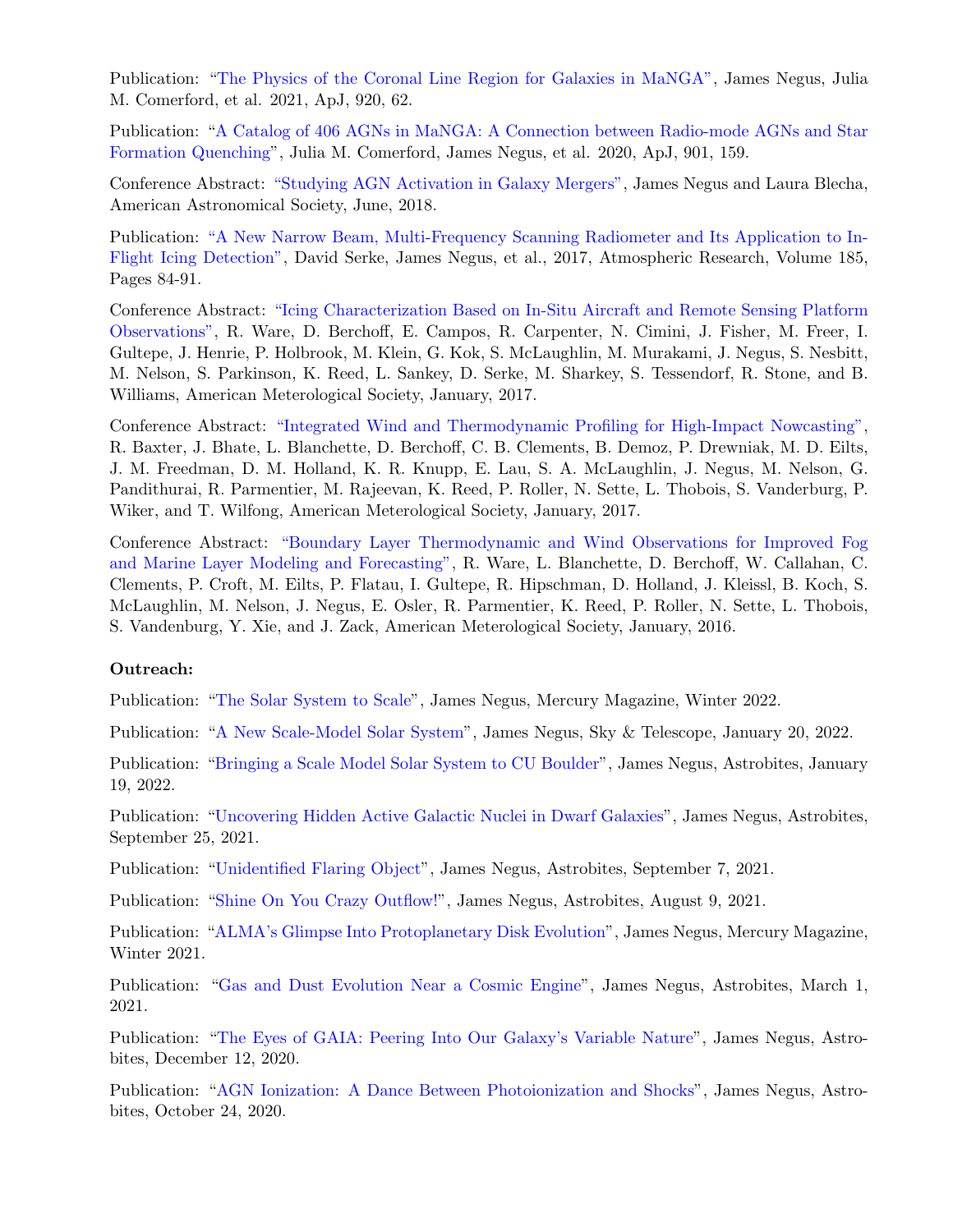Publication: "The Physics of the Coronal Line Region for Galaxies in MaNGA", James Negus, Julia M. Comerford, et al. 2021, ApJ, 920, 62.

Publication: "A Catalog of 406 AGNs in MaNGA: A Connection between Radio-mode AGNs and Star Formation Quenching", Julia M. Comerford, James Negus, et al. 2020, ApJ, 901, 159.

Conference Abstract: "Studying AGN Activation in Galaxy Mergers", James Negus and Laura Blecha, American Astronomical Society, June, 2018.

Publication: "A New Narrow Beam, Multi-Frequency Scanning Radiometer and Its Application to In-Flight Icing Detection", David Serke, James Negus, et al., 2017, Atmospheric Research, Volume 185, Pages 84-91.

Conference Abstract: "Icing Characterization Based on In-Situ Aircraft and Remote Sensing Platform Observations", R. Ware, D. Berchoff, E. Campos, R. Carpenter, N. Cimini, J. Fisher, M. Freer, I. Gultepe, J. Henrie, P. Holbrook, M. Klein, G. Kok, S. McLaughlin, M. Murakami, J. Negus, S. Nesbitt, M. Nelson, S. Parkinson, K. Reed, L. Sankey, D. Serke, M. Sharkey, S. Tessendorf, R. Stone, and B. Williams, American Meterological Society, January, 2017.

Conference Abstract: "Integrated Wind and Thermodynamic Profiling for High-Impact Nowcasting", R. Baxter, J. Bhate, L. Blanchette, D. Berchoff, C. B. Clements, B. Demoz, P. Drewniak, M. D. Eilts, J. M. Freedman, D. M. Holland, K. R. Knupp, E. Lau, S. A. McLaughlin, J. Negus, M. Nelson, G. Pandithurai, R. Parmentier, M. Rajeevan, K. Reed, P. Roller, N. Sette, L. Thobois, S. Vanderburg, P. Wiker, and T. Wilfong, American Meterological Society, January, 2017.

Conference Abstract: "Boundary Layer Thermodynamic and Wind Observations for Improved Fog and Marine Layer Modeling and Forecasting", R. Ware, L. Blanchette, D. Berchoff, W. Callahan, C. Clements, P. Croft, M. Eilts, P. Flatau, I. Gultepe, R. Hipschman, D. Holland, J. Kleissl, B. Koch, S. McLaughlin, M. Nelson, J. Negus, E. Osler, R. Parmentier, K. Reed, P. Roller, N. Sette, L. Thobois, S. Vandenburg, Y. Xie, and J. Zack, American Meterological Society, January, 2016.

**Outreach:**

Publication: "The Solar System to Scale", James Negus, Mercury Magazine, Winter 2022.

Publication: "A New Scale-Model Solar System", James Negus, Sky & Telescope, January 20, 2022.

Publication: "Bringing a Scale Model Solar System to CU Boulder", James Negus, Astrobites, January 19, 2022.

Publication: "Uncovering Hidden Active Galactic Nuclei in Dwarf Galaxies", James Negus, Astrobites, September 25, 2021.

Publication: "Unidentified Flaring Object", James Negus, Astrobites, September 7, 2021.

Publication: "Shine On You Crazy Outflow!", James Negus, Astrobites, August 9, 2021.

Publication: "ALMA's Glimpse Into Protoplanetary Disk Evolution", James Negus, Mercury Magazine, Winter 2021.

Publication: "Gas and Dust Evolution Near a Cosmic Engine", James Negus, Astrobites, March 1, 2021.

Publication: "The Eyes of GAIA: Peering Into Our Galaxy's Variable Nature", James Negus, Astrobites, December 12, 2020.

Publication: "AGN Ionization: A Dance Between Photoionization and Shocks", James Negus, Astrobites, October 24, 2020.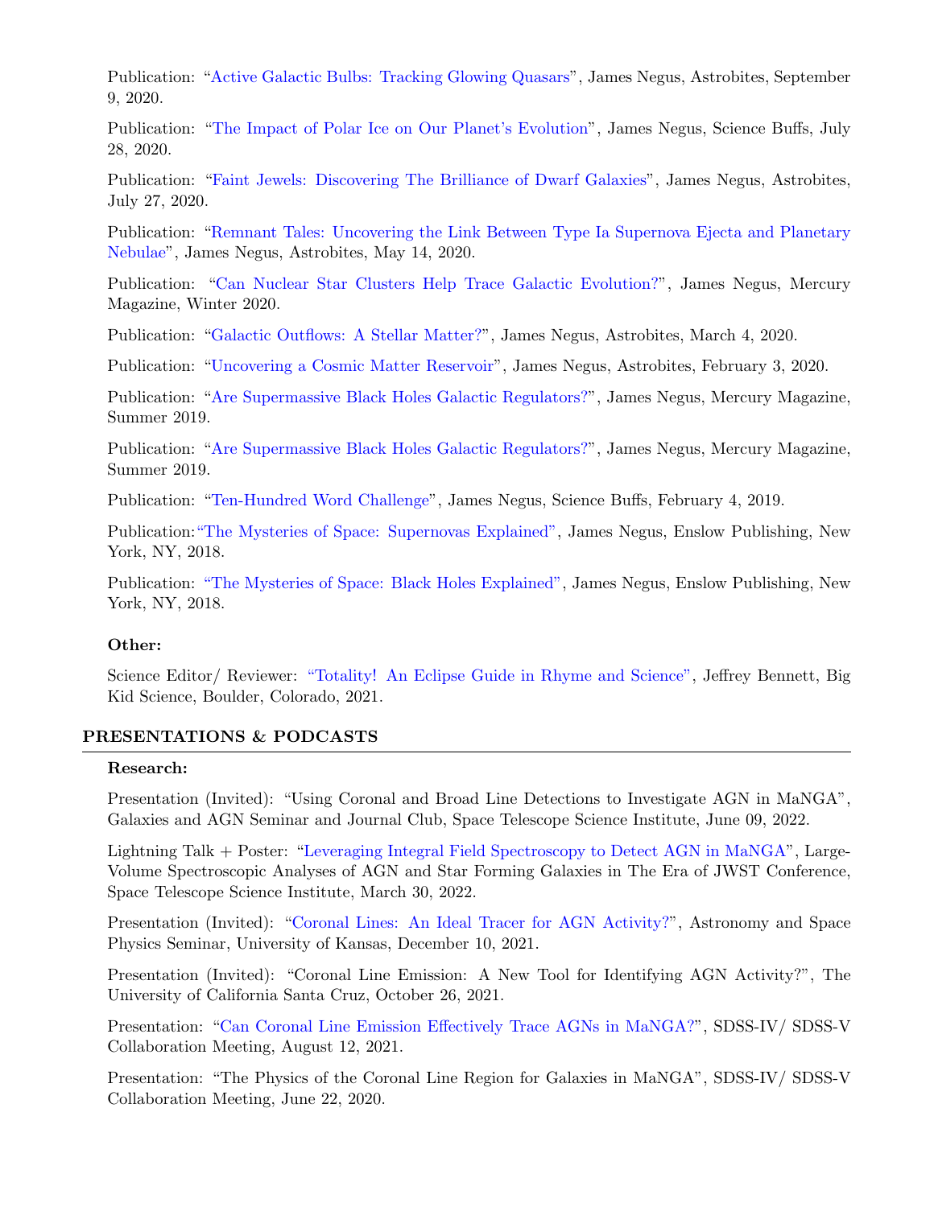Publication: "Active Galactic Bulbs: Tracking Glowing Quasars", James Negus, Astrobites, September 9, 2020.

Publication: "The Impact of Polar Ice on Our Planet's Evolution", James Negus, Science Buffs, July 28, 2020.

Publication: "Faint Jewels: Discovering The Brilliance of Dwarf Galaxies", James Negus, Astrobites, July 27, 2020.

Publication: "Remnant Tales: Uncovering the Link Between Type Ia Supernova Ejecta and Planetary Nebulae", James Negus, Astrobites, May 14, 2020.

Publication: "Can Nuclear Star Clusters Help Trace Galactic Evolution?", James Negus, Mercury Magazine, Winter 2020.

Publication: "Galactic Outflows: A Stellar Matter?", James Negus, Astrobites, March 4, 2020.

Publication: "Uncovering a Cosmic Matter Reservoir", James Negus, Astrobites, February 3, 2020.

Publication: "Are Supermassive Black Holes Galactic Regulators?", James Negus, Mercury Magazine, Summer 2019.

Publication: "Are Supermassive Black Holes Galactic Regulators?", James Negus, Mercury Magazine, Summer 2019.

Publication: "Ten-Hundred Word Challenge", James Negus, Science Buffs, February 4, 2019.

Publication: "The Mysteries of Space: Supernovas Explained", James Negus, Enslow Publishing, New York, NY, 2018.

Publication: "The Mysteries of Space: Black Holes Explained", James Negus, Enslow Publishing, New York, NY, 2018.

**Other:**

Science Editor/ Reviewer: "Totality! An Eclipse Guide in Rhyme and Science", Jeffrey Bennett, Big Kid Science, Boulder, Colorado, 2021.

## PRESENTATIONS & PODCASTS

**Research:**

Presentation (Invited): "Using Coronal and Broad Line Detections to Investigate AGN in MaNGA", Galaxies and AGN Seminar and Journal Club, Space Telescope Science Institute, June 09, 2022.

Lightning Talk + Poster: "Leveraging Integral Field Spectroscopy to Detect AGN in MaNGA", Large-Volume Spectroscopic Analyses of AGN and Star Forming Galaxies in The Era of JWST Conference, Space Telescope Science Institute, March 30, 2022.

Presentation (Invited): "Coronal Lines: An Ideal Tracer for AGN Activity?", Astronomy and Space Physics Seminar, University of Kansas, December 10, 2021.

Presentation (Invited): "Coronal Line Emission: A New Tool for Identifying AGN Activity?", The University of California Santa Cruz, October 26, 2021.

Presentation: "Can Coronal Line Emission Effectively Trace AGNs in MaNGA?", SDSS-IV/ SDSS-V Collaboration Meeting, August 12, 2021.

Presentation: "The Physics of the Coronal Line Region for Galaxies in MaNGA", SDSS-IV/ SDSS-V Collaboration Meeting, June 22, 2020.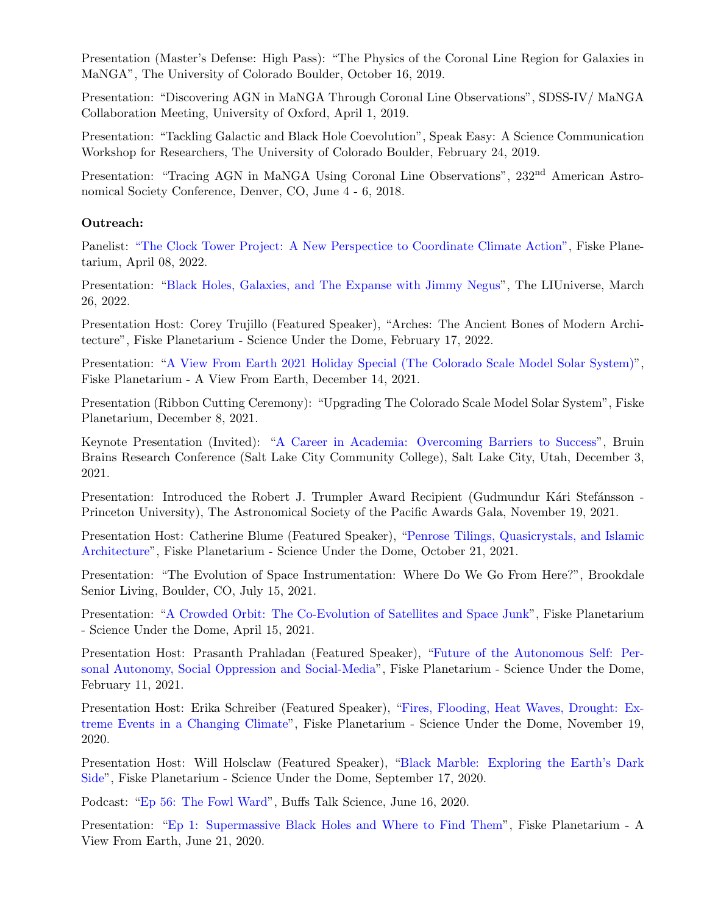Presentation (Master's Defense: High Pass): "The Physics of the Coronal Line Region for Galaxies in MaNGA", The University of Colorado Boulder, October 16, 2019.

Presentation: "Discovering AGN in MaNGA Through Coronal Line Observations", SDSS-IV/ MaNGA Collaboration Meeting, University of Oxford, April 1, 2019.

Presentation: "Tackling Galactic and Black Hole Coevolution", Speak Easy: A Science Communication Workshop for Researchers, The University of Colorado Boulder, February 24, 2019.

Presentation: "Tracing AGN in MaNGA Using Coronal Line Observations", 232nd American Astronomical Society Conference, Denver, CO, June 4 - 6, 2018.

**Outreach:**

Panelist: "The Clock Tower Project: A New Perspectice to Coordinate Climate Action", Fiske Planetarium, April 08, 2022.

Presentation: "Black Holes, Galaxies, and The Expanse with Jimmy Negus", The LIUniverse, March 26, 2022.

Presentation Host: Corey Trujillo (Featured Speaker), "Arches: The Ancient Bones of Modern Architecture", Fiske Planetarium - Science Under the Dome, February 17, 2022.

Presentation: "A View From Earth 2021 Holiday Special (The Colorado Scale Model Solar System)", Fiske Planetarium - A View From Earth, December 14, 2021.

Presentation (Ribbon Cutting Ceremony): "Upgrading The Colorado Scale Model Solar System", Fiske Planetarium, December 8, 2021.

Keynote Presentation (Invited): "A Career in Academia: Overcoming Barriers to Success", Bruin Brains Research Conference (Salt Lake City Community College), Salt Lake City, Utah, December 3, 2021.

Presentation: Introduced the Robert J. Trumpler Award Recipient (Gudmundur Kári Stefánsson - Princeton University), The Astronomical Society of the Pacific Awards Gala, November 19, 2021.

Presentation Host: Catherine Blume (Featured Speaker), "Penrose Tilings, Quasicrystals, and Islamic Architecture", Fiske Planetarium - Science Under the Dome, October 21, 2021.

Presentation: "The Evolution of Space Instrumentation: Where Do We Go From Here?", Brookdale Senior Living, Boulder, CO, July 15, 2021.

Presentation: "A Crowded Orbit: The Co-Evolution of Satellites and Space Junk", Fiske Planetarium - Science Under the Dome, April 15, 2021.

Presentation Host: Prasanth Prahladan (Featured Speaker), "Future of the Autonomous Self: Personal Autonomy, Social Oppression and Social-Media", Fiske Planetarium - Science Under the Dome, February 11, 2021.

Presentation Host: Erika Schreiber (Featured Speaker), "Fires, Flooding, Heat Waves, Drought: Extreme Events in a Changing Climate", Fiske Planetarium - Science Under the Dome, November 19, 2020.

Presentation Host: Will Holsclaw (Featured Speaker), "Black Marble: Exploring the Earth's Dark Side", Fiske Planetarium - Science Under the Dome, September 17, 2020.

Podcast: "Ep 56: The Fowl Ward", Buffs Talk Science, June 16, 2020.

Presentation: "Ep 1: Supermassive Black Holes and Where to Find Them", Fiske Planetarium - A View From Earth, June 21, 2020.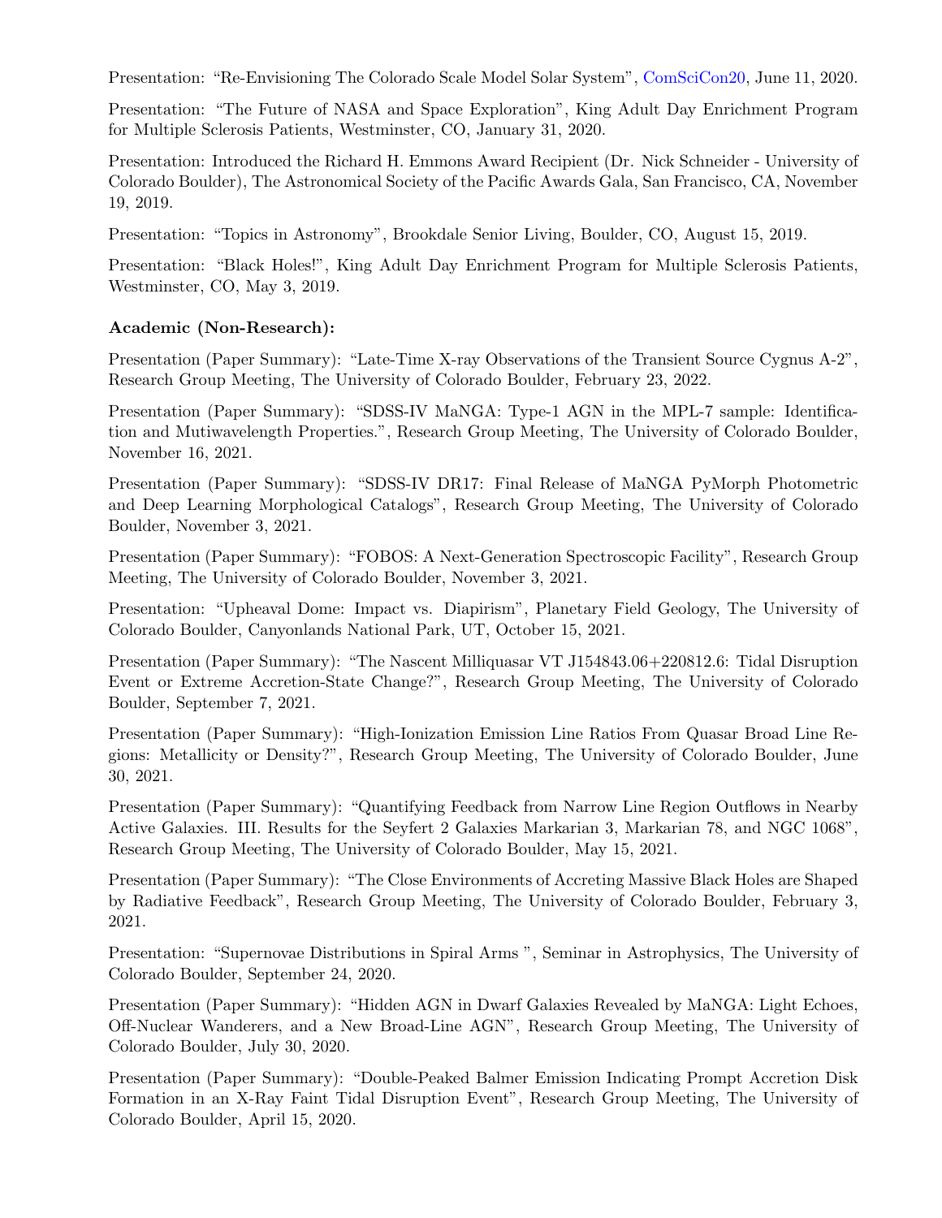Presentation: "Re-Envisioning The Colorado Scale Model Solar System", ComSciCon20, June 11, 2020.

Presentation: "The Future of NASA and Space Exploration", King Adult Day Enrichment Program for Multiple Sclerosis Patients, Westminster, CO, January 31, 2020.

Presentation: Introduced the Richard H. Emmons Award Recipient (Dr. Nick Schneider - University of Colorado Boulder), The Astronomical Society of the Pacific Awards Gala, San Francisco, CA, November 19, 2019.

Presentation: "Topics in Astronomy", Brookdale Senior Living, Boulder, CO, August 15, 2019.

Presentation: "Black Holes!", King Adult Day Enrichment Program for Multiple Sclerosis Patients, Westminster, CO, May 3, 2019.

**Academic (Non-Research):**

Presentation (Paper Summary): "Late-Time X-ray Observations of the Transient Source Cygnus A-2", Research Group Meeting, The University of Colorado Boulder, February 23, 2022.

Presentation (Paper Summary): "SDSS-IV MaNGA: Type-1 AGN in the MPL-7 sample: Identification and Mutiwavelength Properties.", Research Group Meeting, The University of Colorado Boulder, November 16, 2021.

Presentation (Paper Summary): "SDSS-IV DR17: Final Release of MaNGA PyMorph Photometric and Deep Learning Morphological Catalogs", Research Group Meeting, The University of Colorado Boulder, November 3, 2021.

Presentation (Paper Summary): "FOBOS: A Next-Generation Spectroscopic Facility", Research Group Meeting, The University of Colorado Boulder, November 3, 2021.

Presentation: "Upheaval Dome: Impact vs. Diapirism", Planetary Field Geology, The University of Colorado Boulder, Canyonlands National Park, UT, October 15, 2021.

Presentation (Paper Summary): "The Nascent Milliquasar VT J154843.06+220812.6: Tidal Disruption Event or Extreme Accretion-State Change?", Research Group Meeting, The University of Colorado Boulder, September 7, 2021.

Presentation (Paper Summary): "High-Ionization Emission Line Ratios From Quasar Broad Line Regions: Metallicity or Density?", Research Group Meeting, The University of Colorado Boulder, June 30, 2021.

Presentation (Paper Summary): "Quantifying Feedback from Narrow Line Region Outflows in Nearby Active Galaxies. III. Results for the Seyfert 2 Galaxies Markarian 3, Markarian 78, and NGC 1068", Research Group Meeting, The University of Colorado Boulder, May 15, 2021.

Presentation (Paper Summary): "The Close Environments of Accreting Massive Black Holes are Shaped by Radiative Feedback", Research Group Meeting, The University of Colorado Boulder, February 3, 2021.

Presentation: "Supernovae Distributions in Spiral Arms ", Seminar in Astrophysics, The University of Colorado Boulder, September 24, 2020.

Presentation (Paper Summary): "Hidden AGN in Dwarf Galaxies Revealed by MaNGA: Light Echoes, Off-Nuclear Wanderers, and a New Broad-Line AGN", Research Group Meeting, The University of Colorado Boulder, July 30, 2020.

Presentation (Paper Summary): "Double-Peaked Balmer Emission Indicating Prompt Accretion Disk Formation in an X-Ray Faint Tidal Disruption Event", Research Group Meeting, The University of Colorado Boulder, April 15, 2020.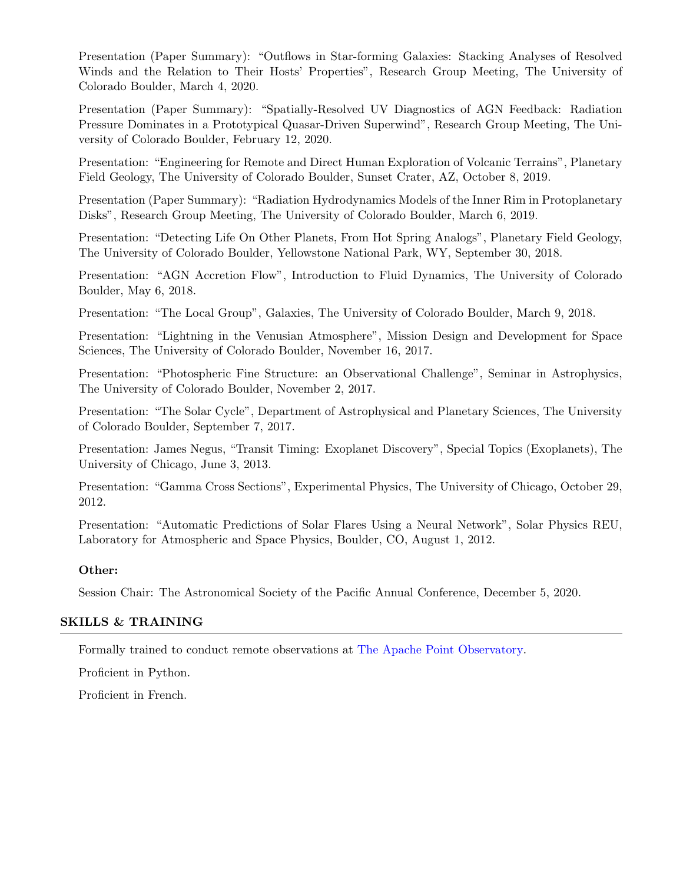Presentation (Paper Summary): "Outflows in Star-forming Galaxies: Stacking Analyses of Resolved Winds and the Relation to Their Hosts' Properties", Research Group Meeting, The University of Colorado Boulder, March 4, 2020.

Presentation (Paper Summary): "Spatially-Resolved UV Diagnostics of AGN Feedback: Radiation Pressure Dominates in a Prototypical Quasar-Driven Superwind", Research Group Meeting, The University of Colorado Boulder, February 12, 2020.

Presentation: "Engineering for Remote and Direct Human Exploration of Volcanic Terrains", Planetary Field Geology, The University of Colorado Boulder, Sunset Crater, AZ, October 8, 2019.

Presentation (Paper Summary): "Radiation Hydrodynamics Models of the Inner Rim in Protoplanetary Disks", Research Group Meeting, The University of Colorado Boulder, March 6, 2019.

Presentation: "Detecting Life On Other Planets, From Hot Spring Analogs", Planetary Field Geology, The University of Colorado Boulder, Yellowstone National Park, WY, September 30, 2018.

Presentation: "AGN Accretion Flow", Introduction to Fluid Dynamics, The University of Colorado Boulder, May 6, 2018.

Presentation: "The Local Group", Galaxies, The University of Colorado Boulder, March 9, 2018.

Presentation: "Lightning in the Venusian Atmosphere", Mission Design and Development for Space Sciences, The University of Colorado Boulder, November 16, 2017.

Presentation: "Photospheric Fine Structure: an Observational Challenge", Seminar in Astrophysics, The University of Colorado Boulder, November 2, 2017.

Presentation: "The Solar Cycle", Department of Astrophysical and Planetary Sciences, The University of Colorado Boulder, September 7, 2017.

Presentation: James Negus, "Transit Timing: Exoplanet Discovery", Special Topics (Exoplanets), The University of Chicago, June 3, 2013.

Presentation: "Gamma Cross Sections", Experimental Physics, The University of Chicago, October 29, 2012.

Presentation: "Automatic Predictions of Solar Flares Using a Neural Network", Solar Physics REU, Laboratory for Atmospheric and Space Physics, Boulder, CO, August 1, 2012.

**Other:**

Session Chair: The Astronomical Society of the Pacific Annual Conference, December 5, 2020.

## SKILLS & TRAINING

Formally trained to conduct remote observations at The Apache Point Observatory.

Proficient in Python.

Proficient in French.